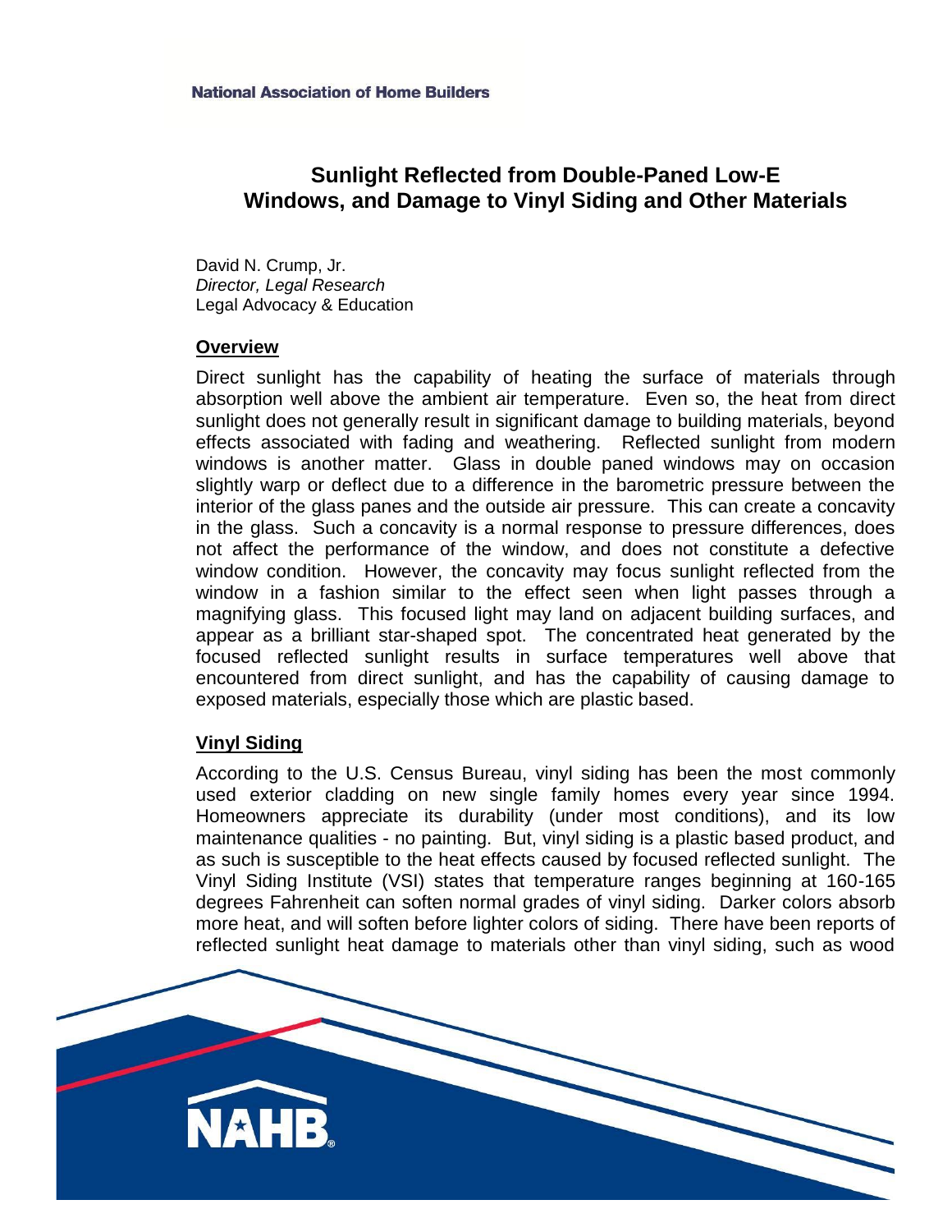National Association of Home Builders

# Sunlight Reflected from Double-Paned Low-E Windows, and Damage to Vinyl Siding and Other Materials

David N. Crump, Jr.
*Director, Legal Research*
Legal Advocacy & Education

## Overview

Direct sunlight has the capability of heating the surface of materials through absorption well above the ambient air temperature. Even so, the heat from direct sunlight does not generally result in significant damage to building materials, beyond effects associated with fading and weathering. Reflected sunlight from modern windows is another matter. Glass in double paned windows may on occasion slightly warp or deflect due to a difference in the barometric pressure between the interior of the glass panes and the outside air pressure. This can create a concavity in the glass. Such a concavity is a normal response to pressure differences, does not affect the performance of the window, and does not constitute a defective window condition. However, the concavity may focus sunlight reflected from the window in a fashion similar to the effect seen when light passes through a magnifying glass. This focused light may land on adjacent building surfaces, and appear as a brilliant star-shaped spot. The concentrated heat generated by the focused reflected sunlight results in surface temperatures well above that encountered from direct sunlight, and has the capability of causing damage to exposed materials, especially those which are plastic based.

## Vinyl Siding

According to the U.S. Census Bureau, vinyl siding has been the most commonly used exterior cladding on new single family homes every year since 1994. Homeowners appreciate its durability (under most conditions), and its low maintenance qualities - no painting. But, vinyl siding is a plastic based product, and as such is susceptible to the heat effects caused by focused reflected sunlight. The Vinyl Siding Institute (VSI) states that temperature ranges beginning at 160-165 degrees Fahrenheit can soften normal grades of vinyl siding. Darker colors absorb more heat, and will soften before lighter colors of siding. There have been reports of reflected sunlight heat damage to materials other than vinyl siding, such as wood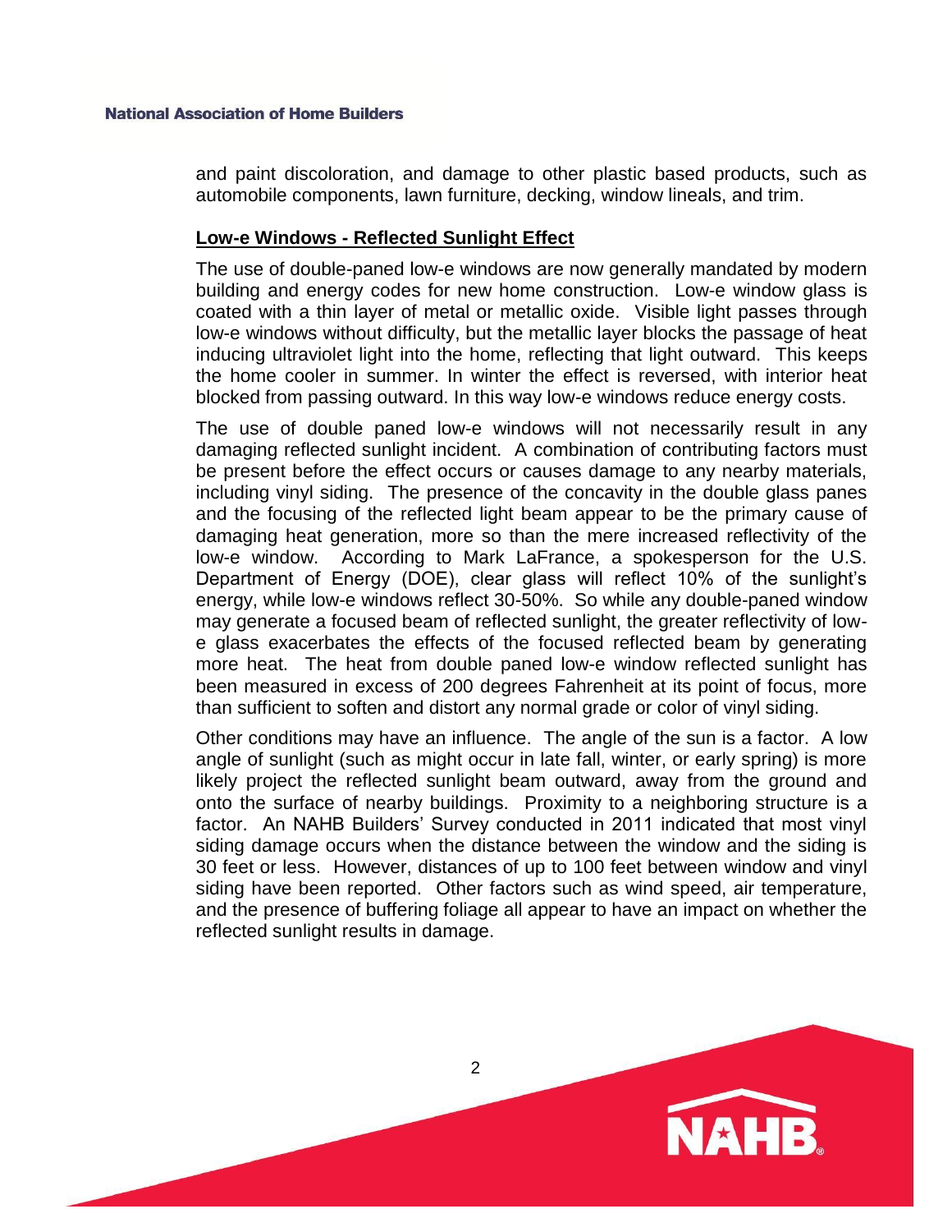and paint discoloration, and damage to other plastic based products, such as automobile components, lawn furniture, decking, window lineals, and trim.

## Low-e Windows - Reflected Sunlight Effect

The use of double-paned low-e windows are now generally mandated by modern building and energy codes for new home construction. Low-e window glass is coated with a thin layer of metal or metallic oxide. Visible light passes through low-e windows without difficulty, but the metallic layer blocks the passage of heat inducing ultraviolet light into the home, reflecting that light outward. This keeps the home cooler in summer. In winter the effect is reversed, with interior heat blocked from passing outward. In this way low-e windows reduce energy costs.

The use of double paned low-e windows will not necessarily result in any damaging reflected sunlight incident. A combination of contributing factors must be present before the effect occurs or causes damage to any nearby materials, including vinyl siding. The presence of the concavity in the double glass panes and the focusing of the reflected light beam appear to be the primary cause of damaging heat generation, more so than the mere increased reflectivity of the low-e window. According to Mark LaFrance, a spokesperson for the U.S. Department of Energy (DOE), clear glass will reflect 10% of the sunlight's energy, while low-e windows reflect 30-50%. So while any double-paned window may generate a focused beam of reflected sunlight, the greater reflectivity of low-e glass exacerbates the effects of the focused reflected beam by generating more heat. The heat from double paned low-e window reflected sunlight has been measured in excess of 200 degrees Fahrenheit at its point of focus, more than sufficient to soften and distort any normal grade or color of vinyl siding.

Other conditions may have an influence. The angle of the sun is a factor. A low angle of sunlight (such as might occur in late fall, winter, or early spring) is more likely project the reflected sunlight beam outward, away from the ground and onto the surface of nearby buildings. Proximity to a neighboring structure is a factor. An NAHB Builders' Survey conducted in 2011 indicated that most vinyl siding damage occurs when the distance between the window and the siding is 30 feet or less. However, distances of up to 100 feet between window and vinyl siding have been reported. Other factors such as wind speed, air temperature, and the presence of buffering foliage all appear to have an impact on whether the reflected sunlight results in damage.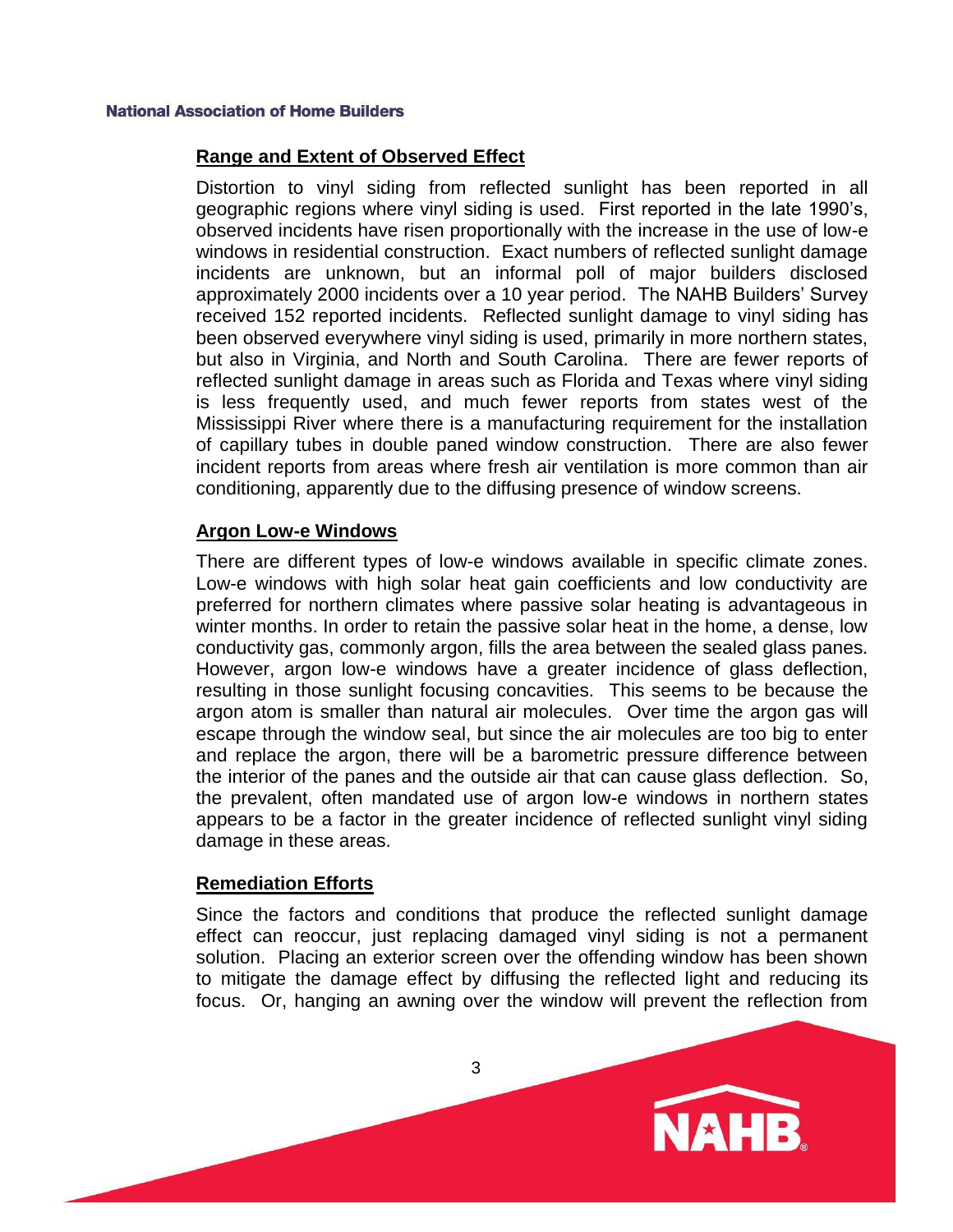## Range and Extent of Observed Effect

Distortion to vinyl siding from reflected sunlight has been reported in all geographic regions where vinyl siding is used. First reported in the late 1990's, observed incidents have risen proportionally with the increase in the use of low-e windows in residential construction. Exact numbers of reflected sunlight damage incidents are unknown, but an informal poll of major builders disclosed approximately 2000 incidents over a 10 year period. The NAHB Builders' Survey received 152 reported incidents. Reflected sunlight damage to vinyl siding has been observed everywhere vinyl siding is used, primarily in more northern states, but also in Virginia, and North and South Carolina. There are fewer reports of reflected sunlight damage in areas such as Florida and Texas where vinyl siding is less frequently used, and much fewer reports from states west of the Mississippi River where there is a manufacturing requirement for the installation of capillary tubes in double paned window construction. There are also fewer incident reports from areas where fresh air ventilation is more common than air conditioning, apparently due to the diffusing presence of window screens.

## Argon Low-e Windows

There are different types of low-e windows available in specific climate zones. Low-e windows with high solar heat gain coefficients and low conductivity are preferred for northern climates where passive solar heating is advantageous in winter months. In order to retain the passive solar heat in the home, a dense, low conductivity gas, commonly argon, fills the area between the sealed glass panes. However, argon low-e windows have a greater incidence of glass deflection, resulting in those sunlight focusing concavities. This seems to be because the argon atom is smaller than natural air molecules. Over time the argon gas will escape through the window seal, but since the air molecules are too big to enter and replace the argon, there will be a barometric pressure difference between the interior of the panes and the outside air that can cause glass deflection. So, the prevalent, often mandated use of argon low-e windows in northern states appears to be a factor in the greater incidence of reflected sunlight vinyl siding damage in these areas.

## Remediation Efforts

Since the factors and conditions that produce the reflected sunlight damage effect can reoccur, just replacing damaged vinyl siding is not a permanent solution. Placing an exterior screen over the offending window has been shown to mitigate the damage effect by diffusing the reflected light and reducing its focus. Or, hanging an awning over the window will prevent the reflection from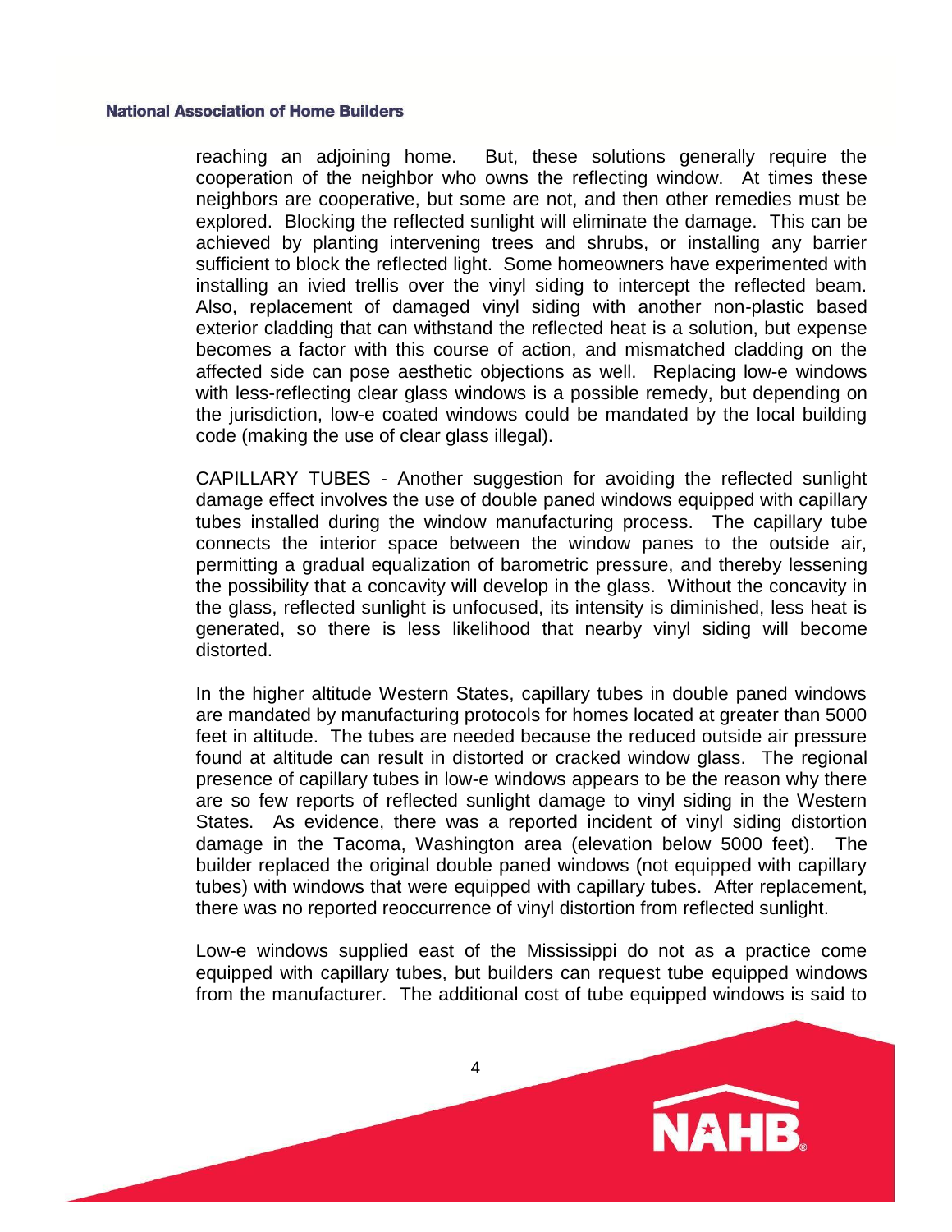reaching an adjoining home. But, these solutions generally require the cooperation of the neighbor who owns the reflecting window. At times these neighbors are cooperative, but some are not, and then other remedies must be explored. Blocking the reflected sunlight will eliminate the damage. This can be achieved by planting intervening trees and shrubs, or installing any barrier sufficient to block the reflected light. Some homeowners have experimented with installing an ivied trellis over the vinyl siding to intercept the reflected beam. Also, replacement of damaged vinyl siding with another non-plastic based exterior cladding that can withstand the reflected heat is a solution, but expense becomes a factor with this course of action, and mismatched cladding on the affected side can pose aesthetic objections as well. Replacing low-e windows with less-reflecting clear glass windows is a possible remedy, but depending on the jurisdiction, low-e coated windows could be mandated by the local building code (making the use of clear glass illegal).

CAPILLARY TUBES - Another suggestion for avoiding the reflected sunlight damage effect involves the use of double paned windows equipped with capillary tubes installed during the window manufacturing process. The capillary tube connects the interior space between the window panes to the outside air, permitting a gradual equalization of barometric pressure, and thereby lessening the possibility that a concavity will develop in the glass. Without the concavity in the glass, reflected sunlight is unfocused, its intensity is diminished, less heat is generated, so there is less likelihood that nearby vinyl siding will become distorted.

In the higher altitude Western States, capillary tubes in double paned windows are mandated by manufacturing protocols for homes located at greater than 5000 feet in altitude. The tubes are needed because the reduced outside air pressure found at altitude can result in distorted or cracked window glass. The regional presence of capillary tubes in low-e windows appears to be the reason why there are so few reports of reflected sunlight damage to vinyl siding in the Western States. As evidence, there was a reported incident of vinyl siding distortion damage in the Tacoma, Washington area (elevation below 5000 feet). The builder replaced the original double paned windows (not equipped with capillary tubes) with windows that were equipped with capillary tubes. After replacement, there was no reported reoccurrence of vinyl distortion from reflected sunlight.

Low-e windows supplied east of the Mississippi do not as a practice come equipped with capillary tubes, but builders can request tube equipped windows from the manufacturer. The additional cost of tube equipped windows is said to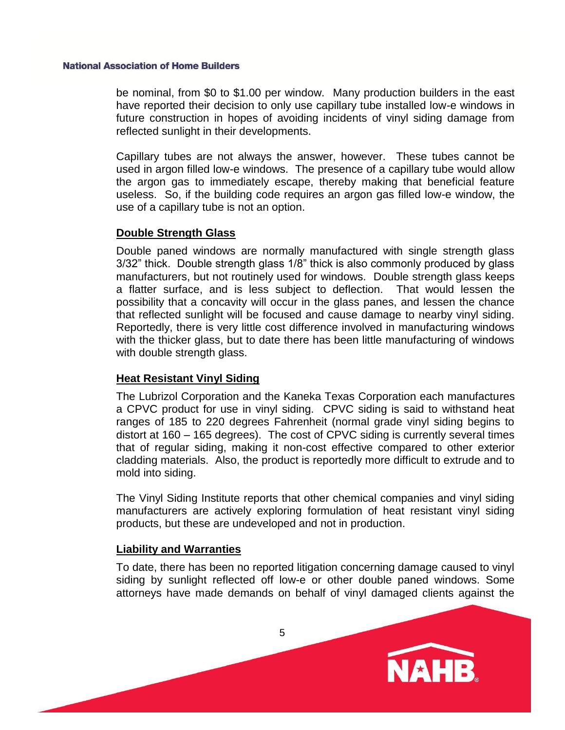be nominal, from $0 to $1.00 per window. Many production builders in the east have reported their decision to only use capillary tube installed low-e windows in future construction in hopes of avoiding incidents of vinyl siding damage from reflected sunlight in their developments.

Capillary tubes are not always the answer, however. These tubes cannot be used in argon filled low-e windows. The presence of a capillary tube would allow the argon gas to immediately escape, thereby making that beneficial feature useless. So, if the building code requires an argon gas filled low-e window, the use of a capillary tube is not an option.

**Double Strength Glass**

Double paned windows are normally manufactured with single strength glass 3/32" thick. Double strength glass 1/8" thick is also commonly produced by glass manufacturers, but not routinely used for windows. Double strength glass keeps a flatter surface, and is less subject to deflection. That would lessen the possibility that a concavity will occur in the glass panes, and lessen the chance that reflected sunlight will be focused and cause damage to nearby vinyl siding. Reportedly, there is very little cost difference involved in manufacturing windows with the thicker glass, but to date there has been little manufacturing of windows with double strength glass.

**Heat Resistant Vinyl Siding**

The Lubrizol Corporation and the Kaneka Texas Corporation each manufactures a CPVC product for use in vinyl siding. CPVC siding is said to withstand heat ranges of 185 to 220 degrees Fahrenheit (normal grade vinyl siding begins to distort at 160 – 165 degrees). The cost of CPVC siding is currently several times that of regular siding, making it non-cost effective compared to other exterior cladding materials. Also, the product is reportedly more difficult to extrude and to mold into siding.

The Vinyl Siding Institute reports that other chemical companies and vinyl siding manufacturers are actively exploring formulation of heat resistant vinyl siding products, but these are undeveloped and not in production.

**Liability and Warranties**

To date, there has been no reported litigation concerning damage caused to vinyl siding by sunlight reflected off low-e or other double paned windows. Some attorneys have made demands on behalf of vinyl damaged clients against the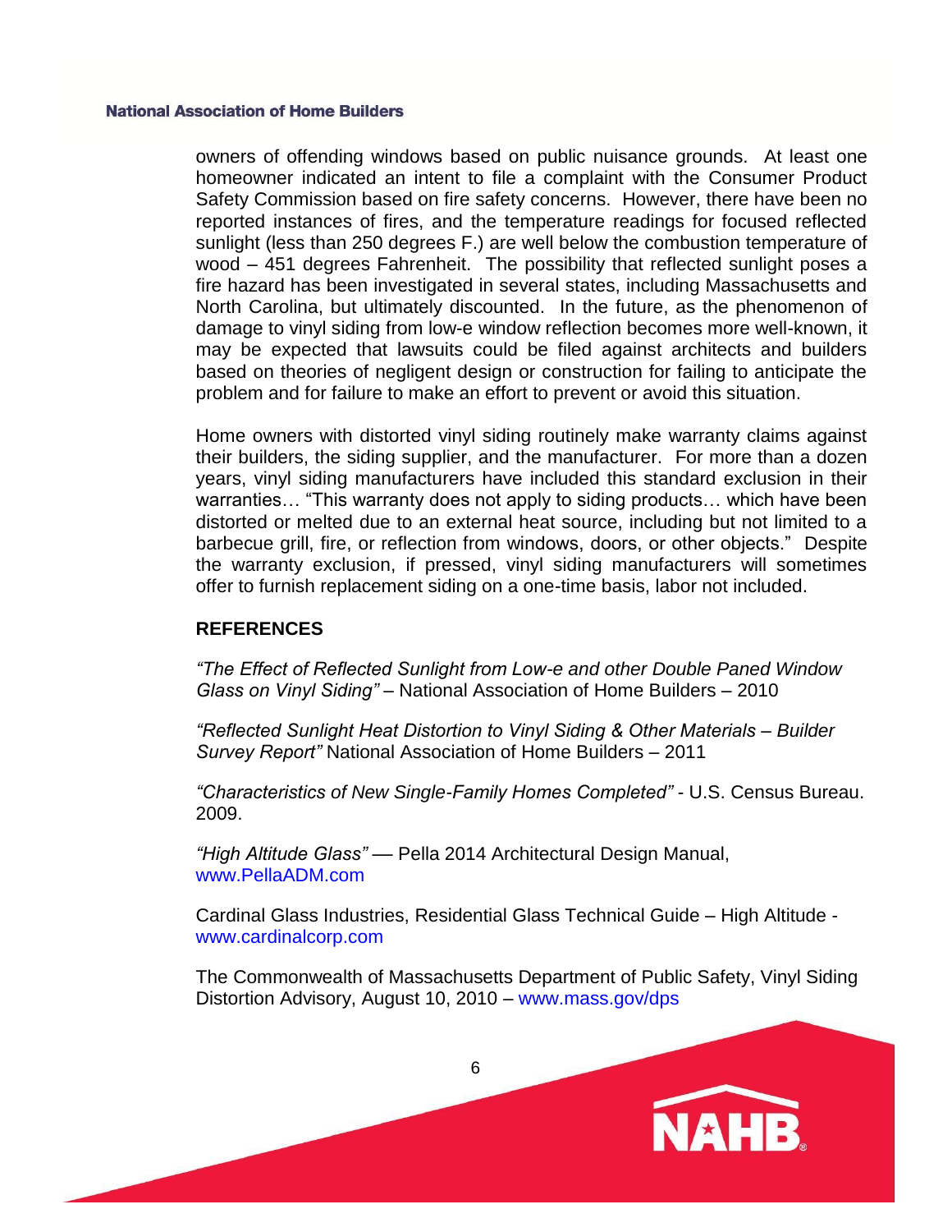owners of offending windows based on public nuisance grounds. At least one homeowner indicated an intent to file a complaint with the Consumer Product Safety Commission based on fire safety concerns. However, there have been no reported instances of fires, and the temperature readings for focused reflected sunlight (less than 250 degrees F.) are well below the combustion temperature of wood – 451 degrees Fahrenheit. The possibility that reflected sunlight poses a fire hazard has been investigated in several states, including Massachusetts and North Carolina, but ultimately discounted. In the future, as the phenomenon of damage to vinyl siding from low-e window reflection becomes more well-known, it may be expected that lawsuits could be filed against architects and builders based on theories of negligent design or construction for failing to anticipate the problem and for failure to make an effort to prevent or avoid this situation.

Home owners with distorted vinyl siding routinely make warranty claims against their builders, the siding supplier, and the manufacturer. For more than a dozen years, vinyl siding manufacturers have included this standard exclusion in their warranties… "This warranty does not apply to siding products… which have been distorted or melted due to an external heat source, including but not limited to a barbecue grill, fire, or reflection from windows, doors, or other objects." Despite the warranty exclusion, if pressed, vinyl siding manufacturers will sometimes offer to furnish replacement siding on a one-time basis, labor not included.

## REFERENCES

*"The Effect of Reflected Sunlight from Low-e and other Double Paned Window Glass on Vinyl Siding"* – National Association of Home Builders – 2010

*"Reflected Sunlight Heat Distortion to Vinyl Siding & Other Materials – Builder Survey Report"* National Association of Home Builders – 2011

*"Characteristics of New Single-Family Homes Completed"* - U.S. Census Bureau. 2009.

*"High Altitude Glass"* — Pella 2014 Architectural Design Manual, www.PellaADM.com

Cardinal Glass Industries, Residential Glass Technical Guide – High Altitude - www.cardinalcorp.com

The Commonwealth of Massachusetts Department of Public Safety, Vinyl Siding Distortion Advisory, August 10, 2010 – www.mass.gov/dps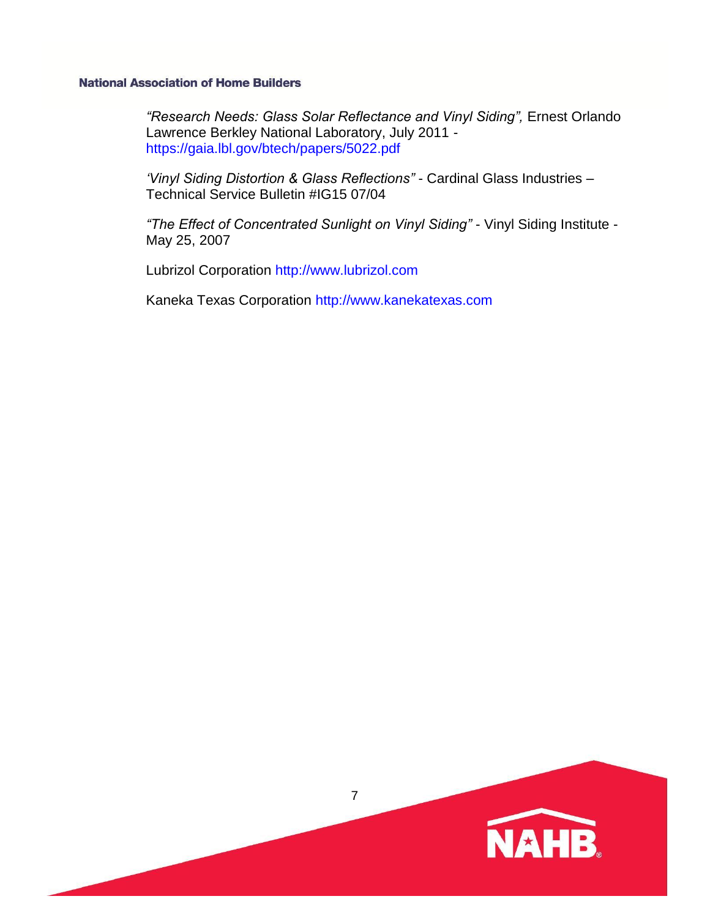*"Research Needs: Glass Solar Reflectance and Vinyl Siding",* Ernest Orlando Lawrence Berkley National Laboratory, July 2011 - https://gaia.lbl.gov/btech/papers/5022.pdf

*'Vinyl Siding Distortion & Glass Reflections"* - Cardinal Glass Industries – Technical Service Bulletin #IG15 07/04

*"The Effect of Concentrated Sunlight on Vinyl Siding"* - Vinyl Siding Institute - May 25, 2007

Lubrizol Corporation http://www.lubrizol.com

Kaneka Texas Corporation http://www.kanekatexas.com